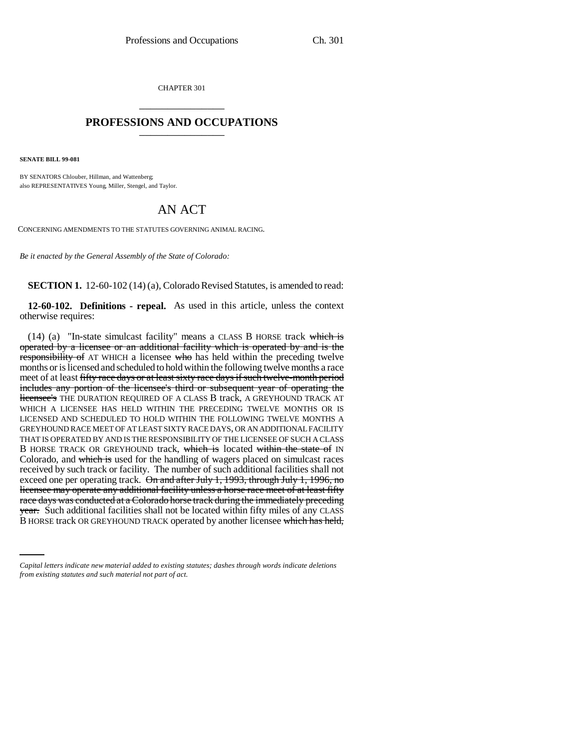CHAPTER 301

# PROFESSIONS AND OCCUPATIONS

**SENATE BILL 99-081**

BY SENATORS Chlouber, Hillman, and Wattenberg;
also REPRESENTATIVES Young, Miller, Stengel, and Taylor.

# AN ACT

CONCERNING AMENDMENTS TO THE STATUTES GOVERNING ANIMAL RACING.

*Be it enacted by the General Assembly of the State of Colorado:*

**SECTION 1.** 12-60-102 (14) (a), Colorado Revised Statutes, is amended to read:

**12-60-102. Definitions - repeal.** As used in this article, unless the context otherwise requires:

(14) (a) "In-state simulcast facility" means a CLASS B HORSE track ~~which is operated by a licensee or an additional facility which is operated by and is the responsibility of~~ AT WHICH a licensee ~~who~~ has held within the preceding twelve months or is licensed and scheduled to hold within the following twelve months a race meet of at least ~~fifty race days or at least sixty race days if such twelve-month period includes any portion of the licensee's third or subsequent year of operating the licensee's~~ THE DURATION REQUIRED OF A CLASS B track, A GREYHOUND TRACK AT WHICH A LICENSEE HAS HELD WITHIN THE PRECEDING TWELVE MONTHS OR IS LICENSED AND SCHEDULED TO HOLD WITHIN THE FOLLOWING TWELVE MONTHS A GREYHOUND RACE MEET OF AT LEAST SIXTY RACE DAYS, OR AN ADDITIONAL FACILITY THAT IS OPERATED BY AND IS THE RESPONSIBILITY OF THE LICENSEE OF SUCH A CLASS B HORSE TRACK OR GREYHOUND track, ~~which is~~ located ~~within the state of~~ IN Colorado, and ~~which is~~ used for the handling of wagers placed on simulcast races received by such track or facility. The number of such additional facilities shall not exceed one per operating track. ~~On and after July 1, 1993, through July 1, 1996, no licensee may operate any additional facility unless a horse race meet of at least fifty race days was conducted at a Colorado horse track during the immediately preceding year.~~ Such additional facilities shall not be located within fifty miles of any CLASS B HORSE track OR GREYHOUND TRACK operated by another licensee ~~which has held,~~

*Capital letters indicate new material added to existing statutes; dashes through words indicate deletions from existing statutes and such material not part of act.*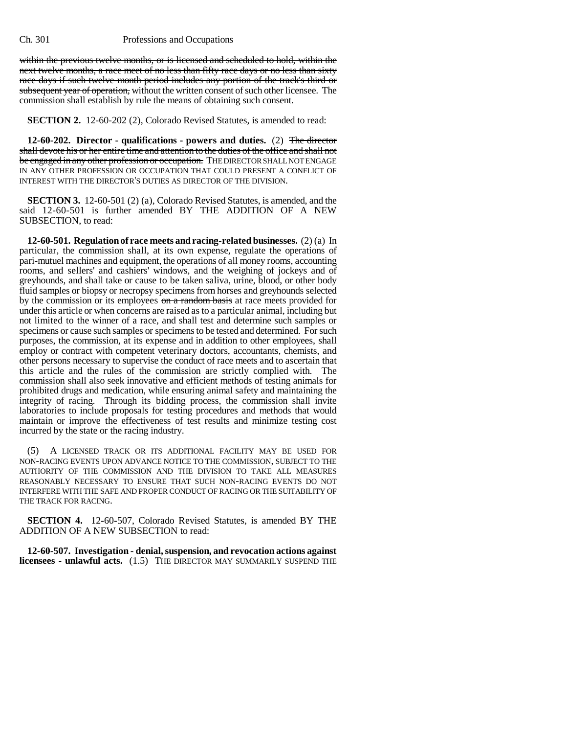~~within the previous twelve months, or is licensed and scheduled to hold, within the next twelve months, a race meet of no less than fifty race days or no less than sixty race days if such twelve-month period includes any portion of the track's third or subsequent year of operation,~~ without the written consent of such other licensee. The commission shall establish by rule the means of obtaining such consent.

**SECTION 2.** 12-60-202 (2), Colorado Revised Statutes, is amended to read:

**12-60-202. Director - qualifications - powers and duties.** (2) ~~The director shall devote his or her entire time and attention to the duties of the office and shall not be engaged in any other profession or occupation.~~ THE DIRECTOR SHALL NOT ENGAGE IN ANY OTHER PROFESSION OR OCCUPATION THAT COULD PRESENT A CONFLICT OF INTEREST WITH THE DIRECTOR'S DUTIES AS DIRECTOR OF THE DIVISION.

**SECTION 3.** 12-60-501 (2) (a), Colorado Revised Statutes, is amended, and the said 12-60-501 is further amended BY THE ADDITION OF A NEW SUBSECTION, to read:

**12-60-501. Regulation of race meets and racing-related businesses.** (2) (a) In particular, the commission shall, at its own expense, regulate the operations of pari-mutuel machines and equipment, the operations of all money rooms, accounting rooms, and sellers' and cashiers' windows, and the weighing of jockeys and of greyhounds, and shall take or cause to be taken saliva, urine, blood, or other body fluid samples or biopsy or necropsy specimens from horses and greyhounds selected by the commission or its employees ~~on a random basis~~ at race meets provided for under this article or when concerns are raised as to a particular animal, including but not limited to the winner of a race, and shall test and determine such samples or specimens or cause such samples or specimens to be tested and determined. For such purposes, the commission, at its expense and in addition to other employees, shall employ or contract with competent veterinary doctors, accountants, chemists, and other persons necessary to supervise the conduct of race meets and to ascertain that this article and the rules of the commission are strictly complied with. The commission shall also seek innovative and efficient methods of testing animals for prohibited drugs and medication, while ensuring animal safety and maintaining the integrity of racing. Through its bidding process, the commission shall invite laboratories to include proposals for testing procedures and methods that would maintain or improve the effectiveness of test results and minimize testing cost incurred by the state or the racing industry.

(5) A LICENSED TRACK OR ITS ADDITIONAL FACILITY MAY BE USED FOR NON-RACING EVENTS UPON ADVANCE NOTICE TO THE COMMISSION, SUBJECT TO THE AUTHORITY OF THE COMMISSION AND THE DIVISION TO TAKE ALL MEASURES REASONABLY NECESSARY TO ENSURE THAT SUCH NON-RACING EVENTS DO NOT INTERFERE WITH THE SAFE AND PROPER CONDUCT OF RACING OR THE SUITABILITY OF THE TRACK FOR RACING.

**SECTION 4.** 12-60-507, Colorado Revised Statutes, is amended BY THE ADDITION OF A NEW SUBSECTION to read:

**12-60-507. Investigation - denial, suspension, and revocation actions against licensees - unlawful acts.** (1.5) THE DIRECTOR MAY SUMMARILY SUSPEND THE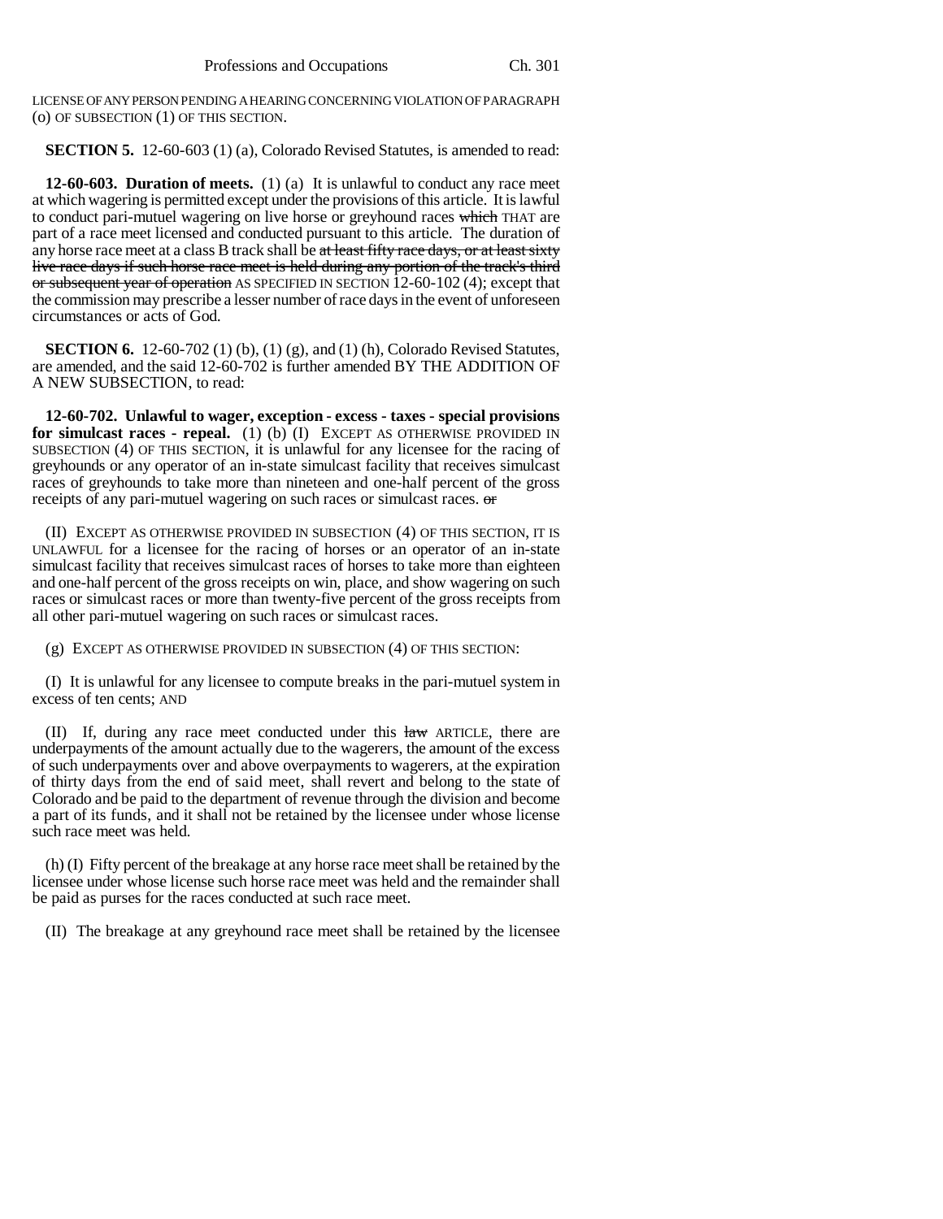LICENSE OF ANY PERSON PENDING A HEARING CONCERNING VIOLATION OF PARAGRAPH (o) OF SUBSECTION (1) OF THIS SECTION.

**SECTION 5.** 12-60-603 (1) (a), Colorado Revised Statutes, is amended to read:

**12-60-603. Duration of meets.** (1) (a) It is unlawful to conduct any race meet at which wagering is permitted except under the provisions of this article. It is lawful to conduct pari-mutuel wagering on live horse or greyhound races ~~which~~ THAT are part of a race meet licensed and conducted pursuant to this article. The duration of any horse race meet at a class B track shall be ~~at least fifty race days, or at least sixty live race days if such horse race meet is held during any portion of the track's third or subsequent year of operation~~ AS SPECIFIED IN SECTION 12-60-102 (4); except that the commission may prescribe a lesser number of race days in the event of unforeseen circumstances or acts of God.

**SECTION 6.** 12-60-702 (1) (b), (1) (g), and (1) (h), Colorado Revised Statutes, are amended, and the said 12-60-702 is further amended BY THE ADDITION OF A NEW SUBSECTION, to read:

**12-60-702. Unlawful to wager, exception - excess - taxes - special provisions for simulcast races - repeal.** (1) (b) (I) EXCEPT AS OTHERWISE PROVIDED IN SUBSECTION (4) OF THIS SECTION, it is unlawful for any licensee for the racing of greyhounds or any operator of an in-state simulcast facility that receives simulcast races of greyhounds to take more than nineteen and one-half percent of the gross receipts of any pari-mutuel wagering on such races or simulcast races. ~~or~~

(II) EXCEPT AS OTHERWISE PROVIDED IN SUBSECTION (4) OF THIS SECTION, IT IS UNLAWFUL for a licensee for the racing of horses or an operator of an in-state simulcast facility that receives simulcast races of horses to take more than eighteen and one-half percent of the gross receipts on win, place, and show wagering on such races or simulcast races or more than twenty-five percent of the gross receipts from all other pari-mutuel wagering on such races or simulcast races.

(g) EXCEPT AS OTHERWISE PROVIDED IN SUBSECTION (4) OF THIS SECTION:

(I) It is unlawful for any licensee to compute breaks in the pari-mutuel system in excess of ten cents; AND

(II) If, during any race meet conducted under this ~~law~~ ARTICLE, there are underpayments of the amount actually due to the wagerers, the amount of the excess of such underpayments over and above overpayments to wagerers, at the expiration of thirty days from the end of said meet, shall revert and belong to the state of Colorado and be paid to the department of revenue through the division and become a part of its funds, and it shall not be retained by the licensee under whose license such race meet was held.

(h) (I) Fifty percent of the breakage at any horse race meet shall be retained by the licensee under whose license such horse race meet was held and the remainder shall be paid as purses for the races conducted at such race meet.

(II) The breakage at any greyhound race meet shall be retained by the licensee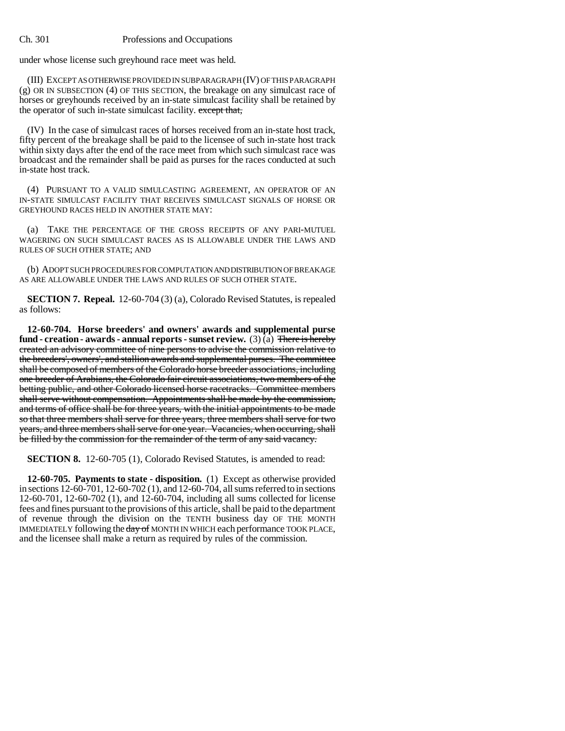under whose license such greyhound race meet was held.

(III) EXCEPT AS OTHERWISE PROVIDED IN SUBPARAGRAPH (IV) OF THIS PARAGRAPH (g) OR IN SUBSECTION (4) OF THIS SECTION, the breakage on any simulcast race of horses or greyhounds received by an in-state simulcast facility shall be retained by the operator of such in-state simulcast facility. ~~except that,~~

(IV) In the case of simulcast races of horses received from an in-state host track, fifty percent of the breakage shall be paid to the licensee of such in-state host track within sixty days after the end of the race meet from which such simulcast race was broadcast and the remainder shall be paid as purses for the races conducted at such in-state host track.

(4) PURSUANT TO A VALID SIMULCASTING AGREEMENT, AN OPERATOR OF AN IN-STATE SIMULCAST FACILITY THAT RECEIVES SIMULCAST SIGNALS OF HORSE OR GREYHOUND RACES HELD IN ANOTHER STATE MAY:

(a) TAKE THE PERCENTAGE OF THE GROSS RECEIPTS OF ANY PARI-MUTUEL WAGERING ON SUCH SIMULCAST RACES AS IS ALLOWABLE UNDER THE LAWS AND RULES OF SUCH OTHER STATE; AND

(b) ADOPT SUCH PROCEDURES FOR COMPUTATION AND DISTRIBUTION OF BREAKAGE AS ARE ALLOWABLE UNDER THE LAWS AND RULES OF SUCH OTHER STATE.

**SECTION 7. Repeal.** 12-60-704 (3) (a), Colorado Revised Statutes, is repealed as follows:

**12-60-704. Horse breeders' and owners' awards and supplemental purse fund - creation - awards - annual reports - sunset review.** (3) (a) ~~There is hereby created an advisory committee of nine persons to advise the commission relative to the breeders', owners', and stallion awards and supplemental purses. The committee shall be composed of members of the Colorado horse breeder associations, including one breeder of Arabians, the Colorado fair circuit associations, two members of the betting public, and other Colorado licensed horse racetracks. Committee members shall serve without compensation. Appointments shall be made by the commission, and terms of office shall be for three years, with the initial appointments to be made so that three members shall serve for three years, three members shall serve for two years, and three members shall serve for one year. Vacancies, when occurring, shall be filled by the commission for the remainder of the term of any said vacancy.~~

**SECTION 8.** 12-60-705 (1), Colorado Revised Statutes, is amended to read:

**12-60-705. Payments to state - disposition.** (1) Except as otherwise provided in sections 12-60-701, 12-60-702 (1), and 12-60-704, all sums referred to in sections 12-60-701, 12-60-702 (1), and 12-60-704, including all sums collected for license fees and fines pursuant to the provisions of this article, shall be paid to the department of revenue through the division on the TENTH business day OF THE MONTH IMMEDIATELY following the ~~day of~~ MONTH IN WHICH each performance TOOK PLACE, and the licensee shall make a return as required by rules of the commission.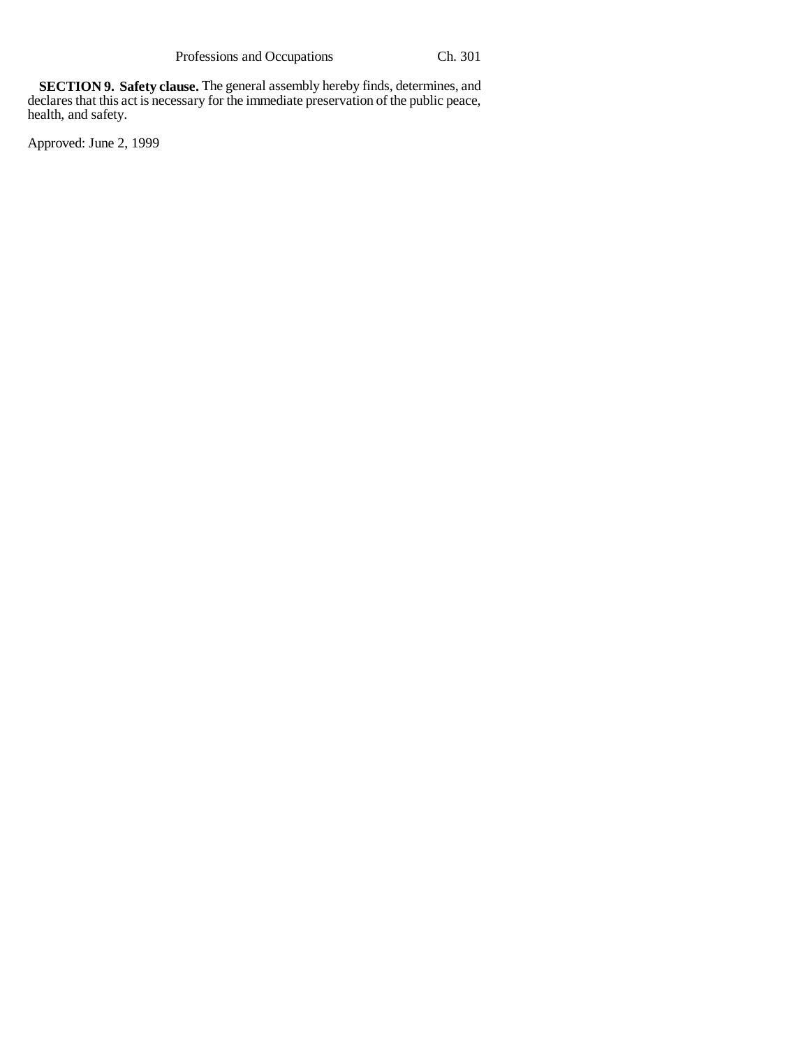**SECTION 9. Safety clause.** The general assembly hereby finds, determines, and declares that this act is necessary for the immediate preservation of the public peace, health, and safety.

Approved: June 2, 1999